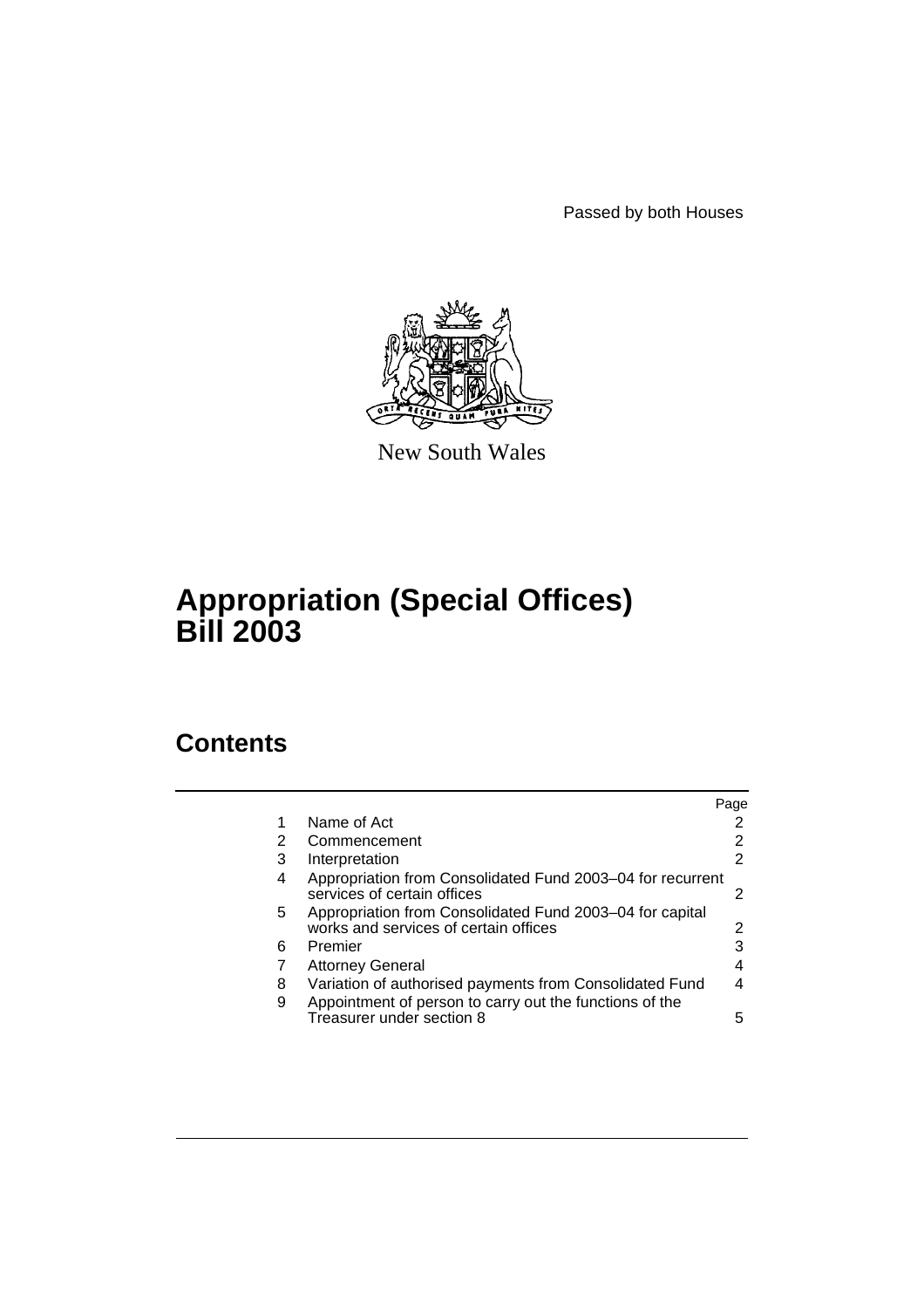Passed by both Houses

New South Wales

# Appropriation (Special Offices) Bill 2003

## Contents

| | | Page |
|---|---|---|
| 1 | Name of Act | 2 |
| 2 | Commencement | 2 |
| 3 | Interpretation | 2 |
| 4 | Appropriation from Consolidated Fund 2003–04 for recurrent services of certain offices | 2 |
| 5 | Appropriation from Consolidated Fund 2003–04 for capital works and services of certain offices | 2 |
| 6 | Premier | 3 |
| 7 | Attorney General | 4 |
| 8 | Variation of authorised payments from Consolidated Fund | 4 |
| 9 | Appointment of person to carry out the functions of the Treasurer under section 8 | 5 |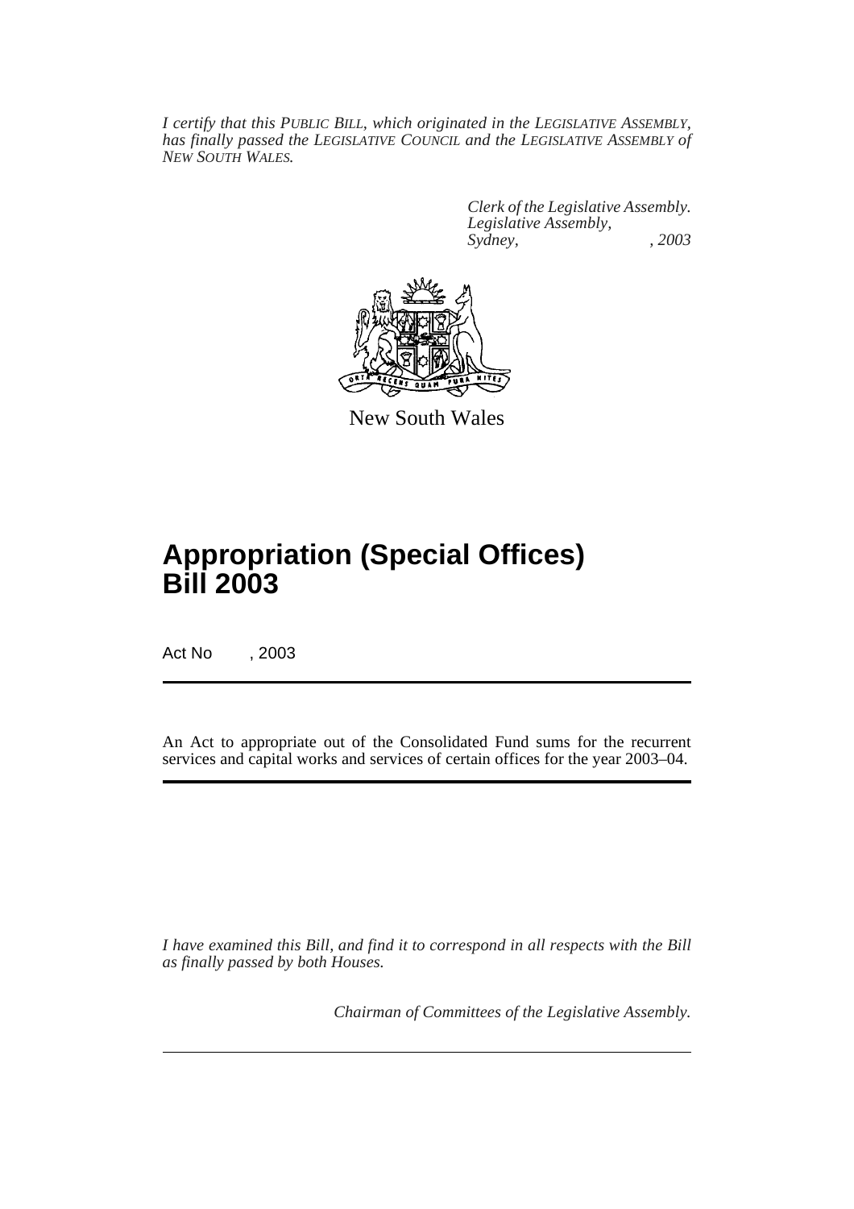*I certify that this PUBLIC BILL, which originated in the LEGISLATIVE ASSEMBLY, has finally passed the LEGISLATIVE COUNCIL and the LEGISLATIVE ASSEMBLY of NEW SOUTH WALES.*

*Clerk of the Legislative Assembly.*
*Legislative Assembly,*
*Sydney, , 2003*

New South Wales

# Appropriation (Special Offices) Bill 2003

Act No , 2003

An Act to appropriate out of the Consolidated Fund sums for the recurrent services and capital works and services of certain offices for the year 2003–04.

*I have examined this Bill, and find it to correspond in all respects with the Bill as finally passed by both Houses.*

*Chairman of Committees of the Legislative Assembly.*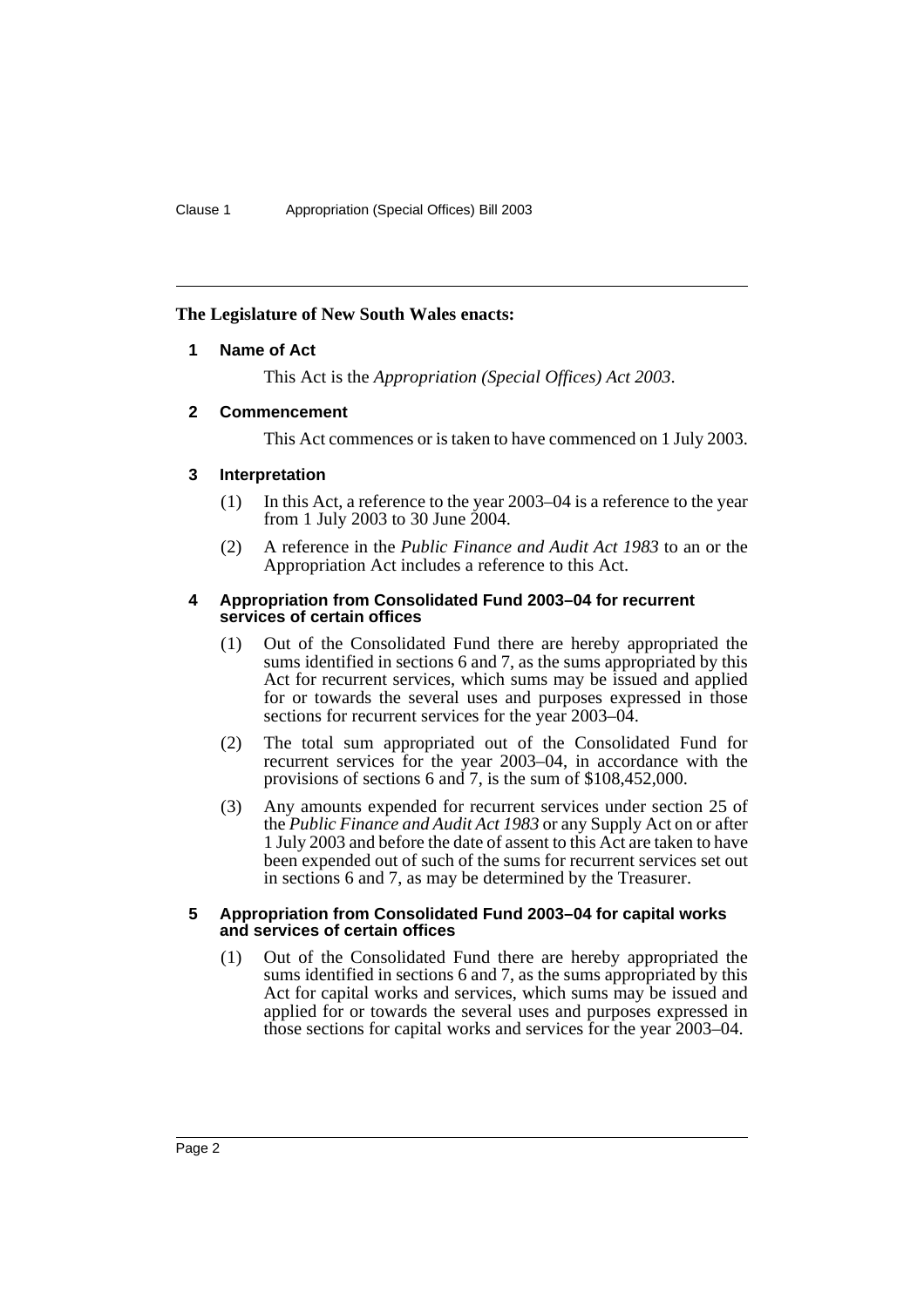**The Legislature of New South Wales enacts:**

## 1 Name of Act

This Act is the *Appropriation (Special Offices) Act 2003*.

## 2 Commencement

This Act commences or is taken to have commenced on 1 July 2003.

## 3 Interpretation

(1) In this Act, a reference to the year 2003–04 is a reference to the year from 1 July 2003 to 30 June 2004.

(2) A reference in the *Public Finance and Audit Act 1983* to an or the Appropriation Act includes a reference to this Act.

## 4 Appropriation from Consolidated Fund 2003–04 for recurrent services of certain offices

(1) Out of the Consolidated Fund there are hereby appropriated the sums identified in sections 6 and 7, as the sums appropriated by this Act for recurrent services, which sums may be issued and applied for or towards the several uses and purposes expressed in those sections for recurrent services for the year 2003–04.

(2) The total sum appropriated out of the Consolidated Fund for recurrent services for the year 2003–04, in accordance with the provisions of sections 6 and 7, is the sum of $108,452,000.

(3) Any amounts expended for recurrent services under section 25 of the *Public Finance and Audit Act 1983* or any Supply Act on or after 1 July 2003 and before the date of assent to this Act are taken to have been expended out of such of the sums for recurrent services set out in sections 6 and 7, as may be determined by the Treasurer.

## 5 Appropriation from Consolidated Fund 2003–04 for capital works and services of certain offices

(1) Out of the Consolidated Fund there are hereby appropriated the sums identified in sections 6 and 7, as the sums appropriated by this Act for capital works and services, which sums may be issued and applied for or towards the several uses and purposes expressed in those sections for capital works and services for the year 2003–04.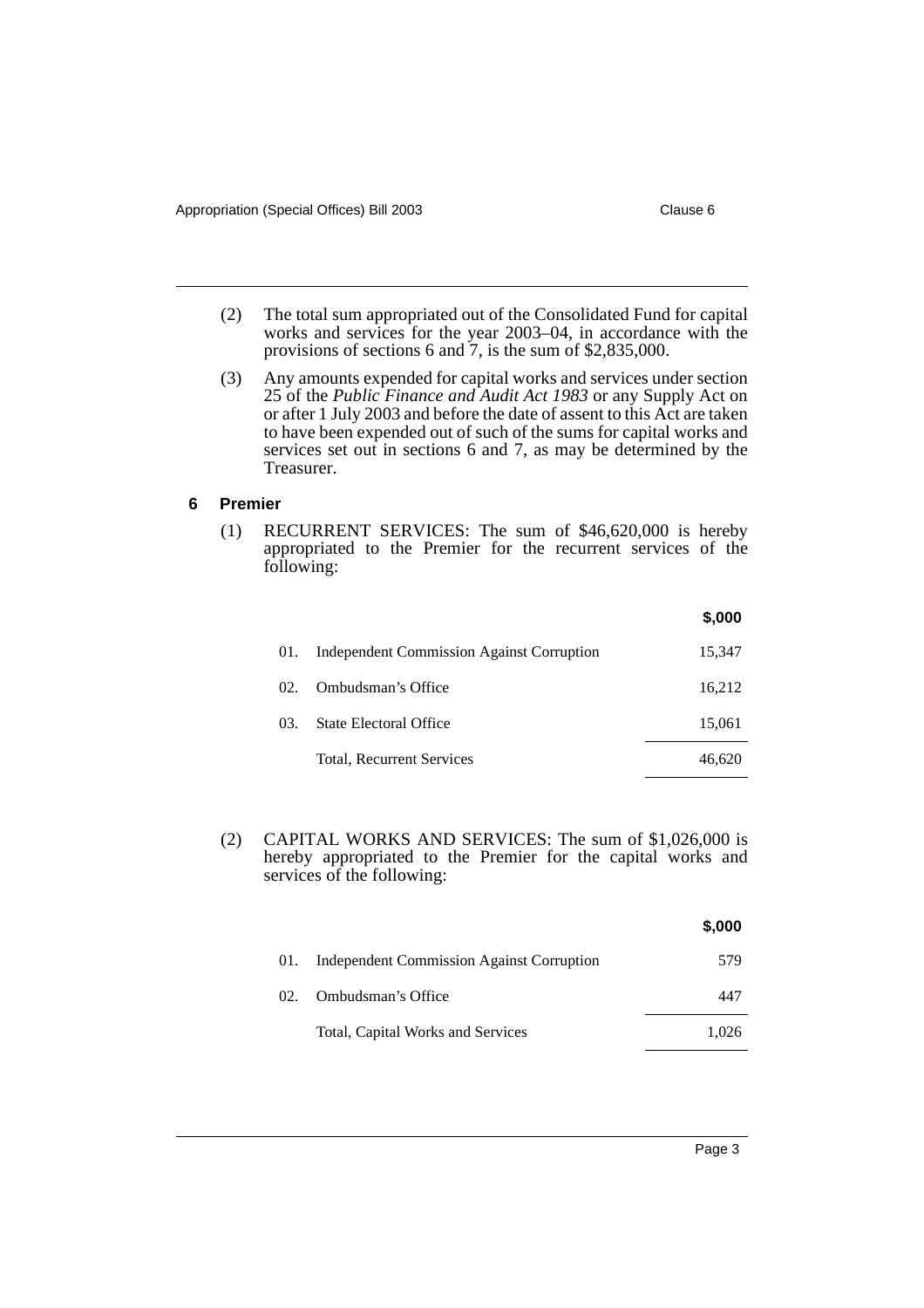(2) The total sum appropriated out of the Consolidated Fund for capital works and services for the year 2003–04, in accordance with the provisions of sections 6 and 7, is the sum of $2,835,000.

(3) Any amounts expended for capital works and services under section 25 of the *Public Finance and Audit Act 1983* or any Supply Act on or after 1 July 2003 and before the date of assent to this Act are taken to have been expended out of such of the sums for capital works and services set out in sections 6 and 7, as may be determined by the Treasurer.

### 6 Premier

(1) RECURRENT SERVICES: The sum of $46,620,000 is hereby appropriated to the Premier for the recurrent services of the following:

| | | **$,000** |
|---|---|---|
| 01. | Independent Commission Against Corruption | 15,347 |
| 02. | Ombudsman's Office | 16,212 |
| 03. | State Electoral Office | 15,061 |
| | Total, Recurrent Services | 46,620 |

(2) CAPITAL WORKS AND SERVICES: The sum of $1,026,000 is hereby appropriated to the Premier for the capital works and services of the following:

| | | **$,000** |
|---|---|---|
| 01. | Independent Commission Against Corruption | 579 |
| 02. | Ombudsman's Office | 447 |
| | Total, Capital Works and Services | 1,026 |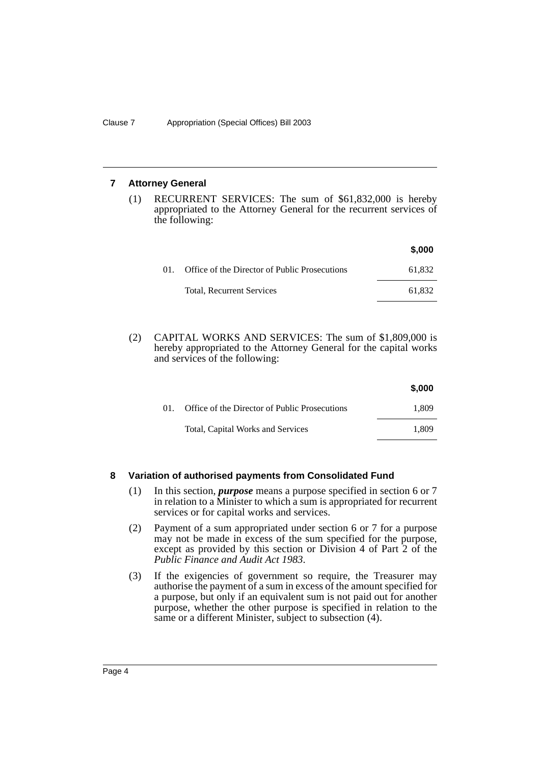### 7 Attorney General

(1) RECURRENT SERVICES: The sum of $61,832,000 is hereby appropriated to the Attorney General for the recurrent services of the following:

| | | $,000 |
|---|---|---|
| 01. | Office of the Director of Public Prosecutions | 61,832 |
| | Total, Recurrent Services | 61,832 |

(2) CAPITAL WORKS AND SERVICES: The sum of $1,809,000 is hereby appropriated to the Attorney General for the capital works and services of the following:

| | | $,000 |
|---|---|---|
| 01. | Office of the Director of Public Prosecutions | 1,809 |
| | Total, Capital Works and Services | 1,809 |

### 8 Variation of authorised payments from Consolidated Fund

(1) In this section, ***purpose*** means a purpose specified in section 6 or 7 in relation to a Minister to which a sum is appropriated for recurrent services or for capital works and services.

(2) Payment of a sum appropriated under section 6 or 7 for a purpose may not be made in excess of the sum specified for the purpose, except as provided by this section or Division 4 of Part 2 of the *Public Finance and Audit Act 1983*.

(3) If the exigencies of government so require, the Treasurer may authorise the payment of a sum in excess of the amount specified for a purpose, but only if an equivalent sum is not paid out for another purpose, whether the other purpose is specified in relation to the same or a different Minister, subject to subsection (4).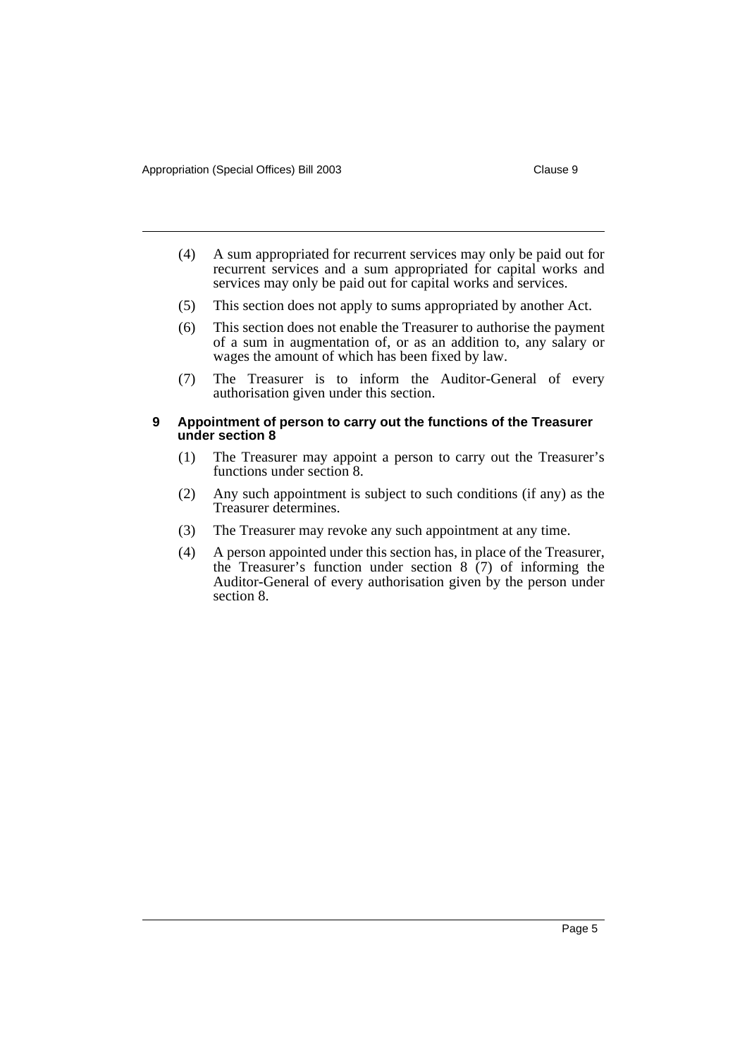(4) A sum appropriated for recurrent services may only be paid out for recurrent services and a sum appropriated for capital works and services may only be paid out for capital works and services.

(5) This section does not apply to sums appropriated by another Act.

(6) This section does not enable the Treasurer to authorise the payment of a sum in augmentation of, or as an addition to, any salary or wages the amount of which has been fixed by law.

(7) The Treasurer is to inform the Auditor-General of every authorisation given under this section.

### 9 Appointment of person to carry out the functions of the Treasurer under section 8

(1) The Treasurer may appoint a person to carry out the Treasurer's functions under section 8.

(2) Any such appointment is subject to such conditions (if any) as the Treasurer determines.

(3) The Treasurer may revoke any such appointment at any time.

(4) A person appointed under this section has, in place of the Treasurer, the Treasurer's function under section 8 (7) of informing the Auditor-General of every authorisation given by the person under section 8.